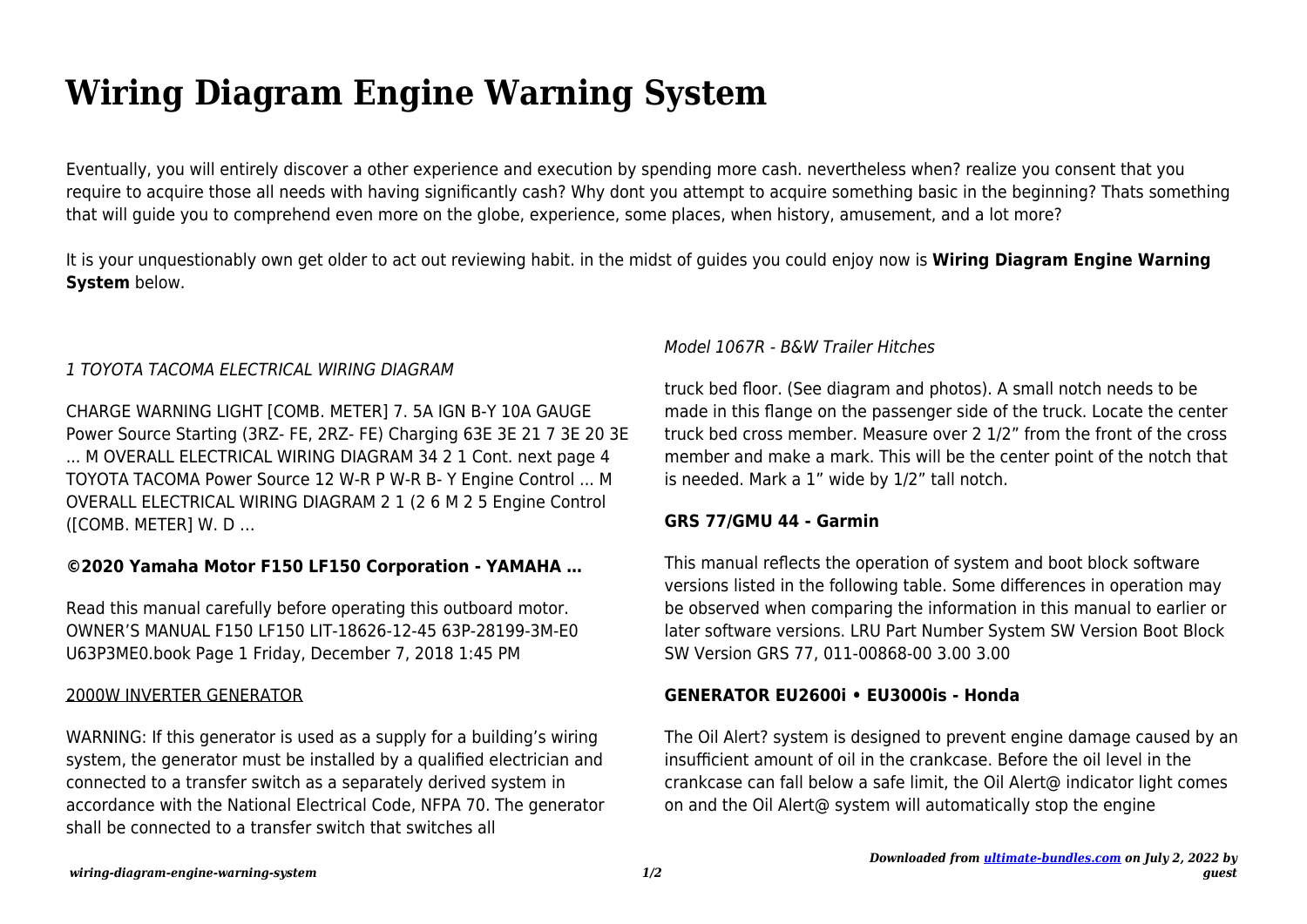# Wiring Diagram Engine Warning System

Eventually, you will entirely discover a other experience and execution by spending more cash. nevertheless when? realize you consent that you require to acquire those all needs with having significantly cash? Why dont you attempt to acquire something basic in the beginning? Thats something that will guide you to comprehend even more on the globe, experience, some places, when history, amusement, and a lot more?

It is your unquestionably own get older to act out reviewing habit. in the midst of guides you could enjoy now is **Wiring Diagram Engine Warning System** below.

*1 TOYOTA TACOMA ELECTRICAL WIRING DIAGRAM*

CHARGE WARNING LIGHT [COMB. METER] 7. 5A IGN B-Y 10A GAUGE Power Source Starting (3RZ- FE, 2RZ- FE) Charging 63E 3E 21 7 3E 20 3E ... M OVERALL ELECTRICAL WIRING DIAGRAM 34 2 1 Cont. next page 4 TOYOTA TACOMA Power Source 12 W-R P W-R B- Y Engine Control ... M OVERALL ELECTRICAL WIRING DIAGRAM 2 1 (2 6 M 2 5 Engine Control ([COMB. METER] W. D …

**©2020 Yamaha Motor F150 LF150 Corporation - YAMAHA …**

Read this manual carefully before operating this outboard motor. OWNER'S MANUAL F150 LF150 LIT-18626-12-45 63P-28199-3M-E0 U63P3ME0.book Page 1 Friday, December 7, 2018 1:45 PM

2000W INVERTER GENERATOR

WARNING: If this generator is used as a supply for a building's wiring system, the generator must be installed by a qualified electrician and connected to a transfer switch as a separately derived system in accordance with the National Electrical Code, NFPA 70. The generator shall be connected to a transfer switch that switches all

*Model 1067R - B&W Trailer Hitches*

truck bed floor. (See diagram and photos). A small notch needs to be made in this flange on the passenger side of the truck. Locate the center truck bed cross member. Measure over 2 1/2" from the front of the cross member and make a mark. This will be the center point of the notch that is needed. Mark a 1" wide by 1/2" tall notch.

**GRS 77/GMU 44 - Garmin**

This manual reflects the operation of system and boot block software versions listed in the following table. Some differences in operation may be observed when comparing the information in this manual to earlier or later software versions. LRU Part Number System SW Version Boot Block SW Version GRS 77, 011-00868-00 3.00 3.00

**GENERATOR EU2600i • EU3000is - Honda**

The Oil Alert? system is designed to prevent engine damage caused by an insufficient amount of oil in the crankcase. Before the oil level in the crankcase can fall below a safe limit, the Oil Alert@ indicator light comes on and the Oil Alert@ system will automatically stop the engine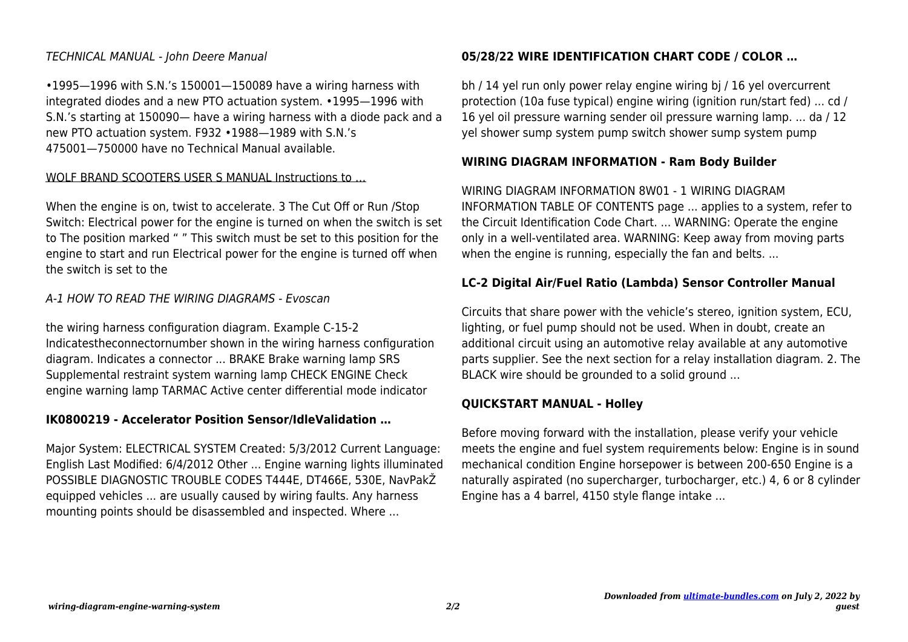*TECHNICAL MANUAL - John Deere Manual*

•1995—1996 with S.N.'s 150001—150089 have a wiring harness with integrated diodes and a new PTO actuation system. •1995—1996 with S.N.'s starting at 150090— have a wiring harness with a diode pack and a new PTO actuation system. F932 •1988—1989 with S.N.'s 475001—750000 have no Technical Manual available.

WOLF BRAND SCOOTERS USER S MANUAL Instructions to …

When the engine is on, twist to accelerate. 3 The Cut Off or Run /Stop Switch: Electrical power for the engine is turned on when the switch is set to The position marked " " This switch must be set to this position for the engine to start and run Electrical power for the engine is turned off when the switch is set to the

*A-1 HOW TO READ THE WIRING DIAGRAMS - Evoscan*

the wiring harness configuration diagram. Example C-15-2 Indicatestheconnectornumber shown in the wiring harness configuration diagram. Indicates a connector ... BRAKE Brake warning lamp SRS Supplemental restraint system warning lamp CHECK ENGINE Check engine warning lamp TARMAC Active center differential mode indicator

**IK0800219 - Accelerator Position Sensor/IdleValidation …**

Major System: ELECTRICAL SYSTEM Created: 5/3/2012 Current Language: English Last Modified: 6/4/2012 Other ... Engine warning lights illuminated POSSIBLE DIAGNOSTIC TROUBLE CODES T444E, DT466E, 530E, NavPakŽ equipped vehicles ... are usually caused by wiring faults. Any harness mounting points should be disassembled and inspected. Where ...

**05/28/22 WIRE IDENTIFICATION CHART CODE / COLOR …**

bh / 14 yel run only power relay engine wiring bj / 16 yel overcurrent protection (10a fuse typical) engine wiring (ignition run/start fed) ... cd / 16 yel oil pressure warning sender oil pressure warning lamp. ... da / 12 yel shower sump system pump switch shower sump system pump

**WIRING DIAGRAM INFORMATION - Ram Body Builder**

WIRING DIAGRAM INFORMATION 8W01 - 1 WIRING DIAGRAM INFORMATION TABLE OF CONTENTS page ... applies to a system, refer to the Circuit Identification Code Chart. ... WARNING: Operate the engine only in a well-ventilated area. WARNING: Keep away from moving parts when the engine is running, especially the fan and belts. ...

**LC-2 Digital Air/Fuel Ratio (Lambda) Sensor Controller Manual**

Circuits that share power with the vehicle's stereo, ignition system, ECU, lighting, or fuel pump should not be used. When in doubt, create an additional circuit using an automotive relay available at any automotive parts supplier. See the next section for a relay installation diagram. 2. The BLACK wire should be grounded to a solid ground ...

**QUICKSTART MANUAL - Holley**

Before moving forward with the installation, please verify your vehicle meets the engine and fuel system requirements below: Engine is in sound mechanical condition Engine horsepower is between 200-650 Engine is a naturally aspirated (no supercharger, turbocharger, etc.) 4, 6 or 8 cylinder Engine has a 4 barrel, 4150 style flange intake ...